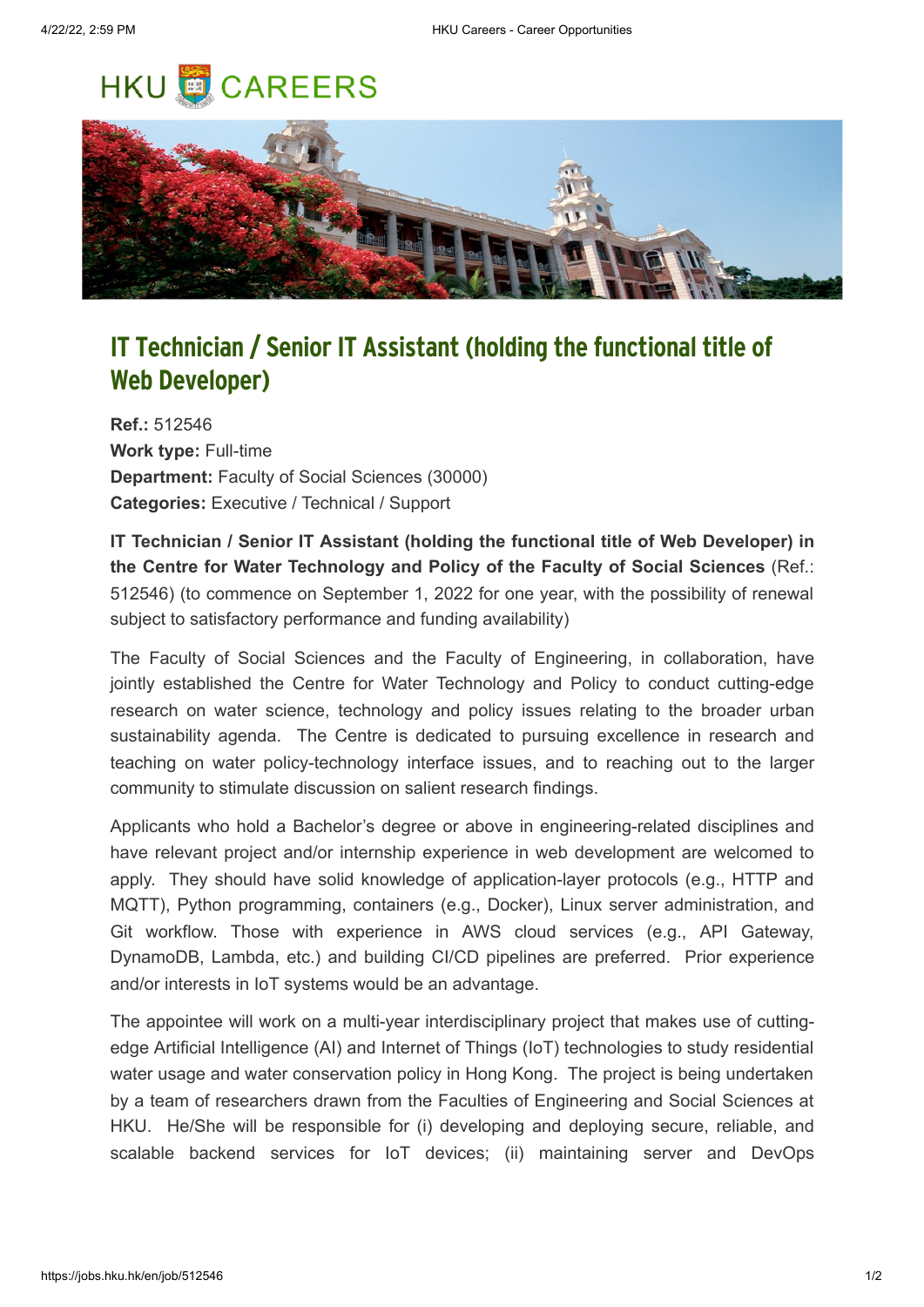HKU CAREERS

# IT Technician / Senior IT Assistant (holding the functional title of Web Developer)

**Ref.:** 512546
**Work type:** Full-time
**Department:** Faculty of Social Sciences (30000)
**Categories:** Executive / Technical / Support

**IT Technician / Senior IT Assistant (holding the functional title of Web Developer) in the Centre for Water Technology and Policy of the Faculty of Social Sciences** (Ref.: 512546) (to commence on September 1, 2022 for one year, with the possibility of renewal subject to satisfactory performance and funding availability)

The Faculty of Social Sciences and the Faculty of Engineering, in collaboration, have jointly established the Centre for Water Technology and Policy to conduct cutting-edge research on water science, technology and policy issues relating to the broader urban sustainability agenda. The Centre is dedicated to pursuing excellence in research and teaching on water policy-technology interface issues, and to reaching out to the larger community to stimulate discussion on salient research findings.

Applicants who hold a Bachelor's degree or above in engineering-related disciplines and have relevant project and/or internship experience in web development are welcomed to apply. They should have solid knowledge of application-layer protocols (e.g., HTTP and MQTT), Python programming, containers (e.g., Docker), Linux server administration, and Git workflow. Those with experience in AWS cloud services (e.g., API Gateway, DynamoDB, Lambda, etc.) and building CI/CD pipelines are preferred. Prior experience and/or interests in IoT systems would be an advantage.

The appointee will work on a multi-year interdisciplinary project that makes use of cutting-edge Artificial Intelligence (AI) and Internet of Things (IoT) technologies to study residential water usage and water conservation policy in Hong Kong. The project is being undertaken by a team of researchers drawn from the Faculties of Engineering and Social Sciences at HKU. He/She will be responsible for (i) developing and deploying secure, reliable, and scalable backend services for IoT devices; (ii) maintaining server and DevOps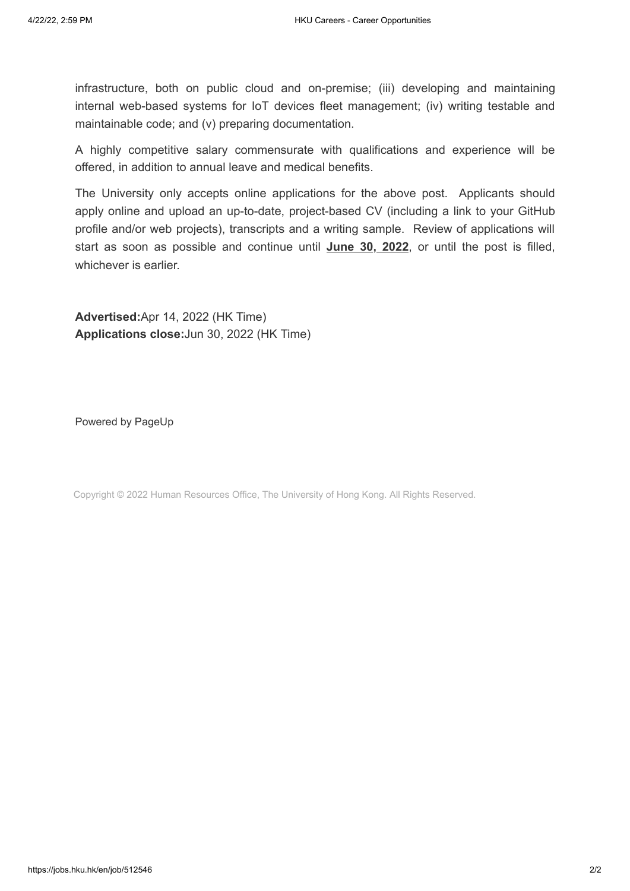infrastructure, both on public cloud and on-premise; (iii) developing and maintaining internal web-based systems for IoT devices fleet management; (iv) writing testable and maintainable code; and (v) preparing documentation.

A highly competitive salary commensurate with qualifications and experience will be offered, in addition to annual leave and medical benefits.

The University only accepts online applications for the above post. Applicants should apply online and upload an up-to-date, project-based CV (including a link to your GitHub profile and/or web projects), transcripts and a writing sample. Review of applications will start as soon as possible and continue until **June 30, 2022**, or until the post is filled, whichever is earlier.

**Advertised:**Apr 14, 2022 (HK Time)
**Applications close:**Jun 30, 2022 (HK Time)

Powered by PageUp

Copyright © 2022 Human Resources Office, The University of Hong Kong. All Rights Reserved.